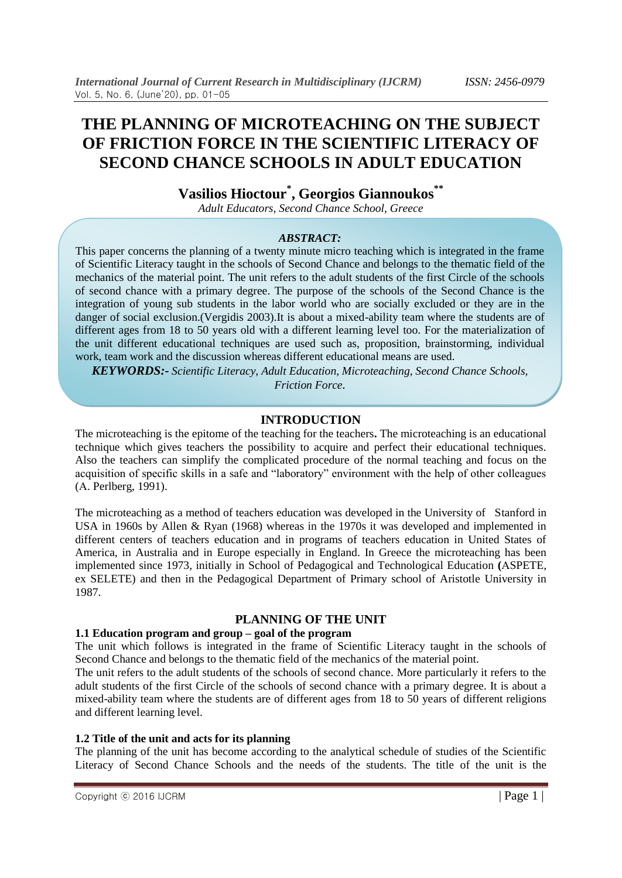# THE PLANNING OF MICROTEACHING ON THE SUBJECT OF FRICTION FORCE IN THE SCIENTIFIC LITERACY OF SECOND CHANCE SCHOOLS IN ADULT EDUCATION

**Vasilios Hioctour[*], Georgios Giannoukos[**]**

*Adult Educators, Second Chance School, Greece*

***ABSTRACT:***

This paper concerns the planning of a twenty minute micro teaching which is integrated in the frame of Scientific Literacy taught in the schools of Second Chance and belongs to the thematic field of the mechanics of the material point. The unit refers to the adult students of the first Circle of the schools of second chance with a primary degree. The purpose of the schools of the Second Chance is the integration of young sub students in the labor world who are socially excluded or they are in the danger of social exclusion.(Vergidis 2003).It is about a mixed-ability team where the students are of different ages from 18 to 50 years old with a different learning level too. For the materialization of the unit different educational techniques are used such as, proposition, brainstorming, individual work, team work and the discussion whereas different educational means are used.

***KEYWORDS:-** Scientific Literacy, Adult Education, Microteaching, Second Chance Schools, Friction Force.*

## INTRODUCTION

The microteaching is the epitome of the teaching for the teachers**.** The microteaching is an educational technique which gives teachers the possibility to acquire and perfect their educational techniques. Also the teachers can simplify the complicated procedure of the normal teaching and focus on the acquisition of specific skills in a safe and "laboratory" environment with the help of other colleagues (A. Perlberg, 1991).

The microteaching as a method of teachers education was developed in the University of Stanford in USA in 1960s by Allen & Ryan (1968) whereas in the 1970s it was developed and implemented in different centers of teachers education and in programs of teachers education in United States of America, in Australia and in Europe especially in England. In Greece the microteaching has been implemented since 1973, initially in School of Pedagogical and Technological Education **(**ASPETE, ex SELETE) and then in the Pedagogical Department of Primary school of Aristotle University in 1987.

## PLANNING OF THE UNIT

### 1.1 Education program and group – goal of the program

The unit which follows is integrated in the frame of Scientific Literacy taught in the schools of Second Chance and belongs to the thematic field of the mechanics of the material point.

The unit refers to the adult students of the schools of second chance. More particularly it refers to the adult students of the first Circle of the schools of second chance with a primary degree. It is about a mixed-ability team where the students are of different ages from 18 to 50 years of different religions and different learning level.

### 1.2 Title of the unit and acts for its planning

The planning of the unit has become according to the analytical schedule of studies of the Scientific Literacy of Second Chance Schools and the needs of the students. The title of the unit is the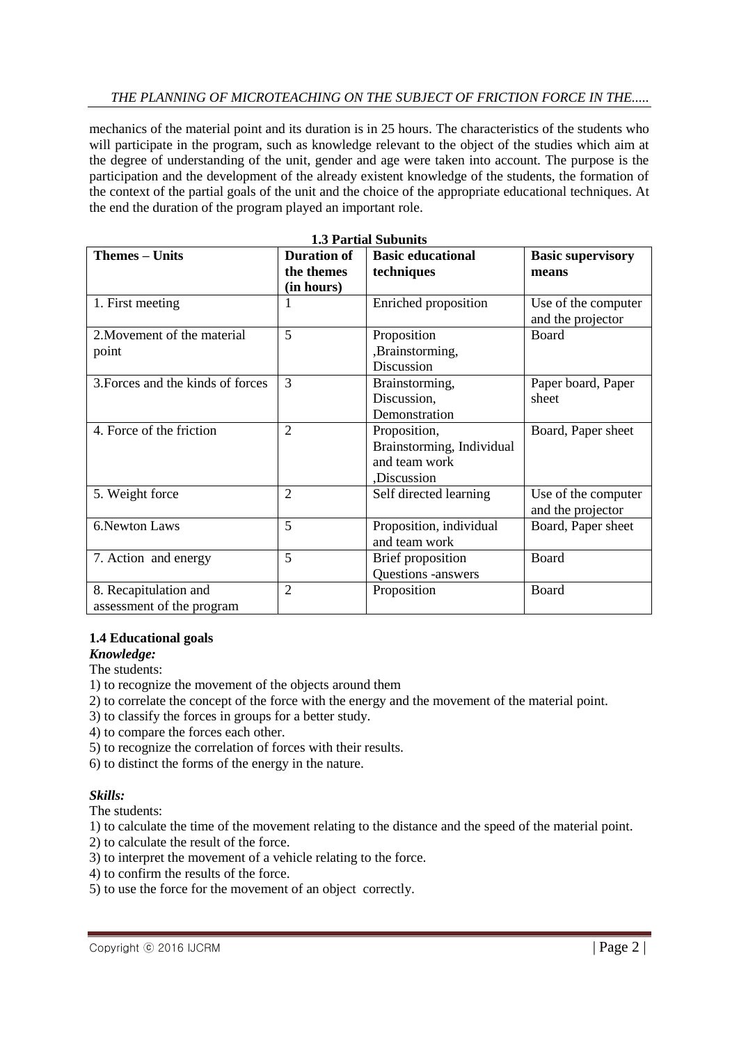mechanics of the material point and its duration is in 25 hours. The characteristics of the students who will participate in the program, such as knowledge relevant to the object of the studies which aim at the degree of understanding of the unit, gender and age were taken into account. The purpose is the participation and the development of the already existent knowledge of the students, the formation of the context of the partial goals of the unit and the choice of the appropriate educational techniques. At the end the duration of the program played an important role.

### 1.3 Partial Subunits

| Themes – Units | Duration of the themes (in hours) | Basic educational techniques | Basic supervisory means |
|---|---|---|---|
| 1. First meeting | 1 | Enriched proposition | Use of the computer and the projector |
| 2.Movement of the material point | 5 | Proposition ,Brainstorming, Discussion | Board |
| 3.Forces and the kinds of forces | 3 | Brainstorming, Discussion, Demonstration | Paper board, Paper sheet |
| 4. Force of the friction | 2 | Proposition, Brainstorming, Individual and team work ,Discussion | Board, Paper sheet |
| 5. Weight force | 2 | Self directed learning | Use of the computer and the projector |
| 6.Newton Laws | 5 | Proposition, individual and team work | Board, Paper sheet |
| 7. Action and energy | 5 | Brief proposition Questions -answers | Board |
| 8. Recapitulation and assessment of the program | 2 | Proposition | Board |

### 1.4 Educational goals

***Knowledge:***

The students:

1) to recognize the movement of the objects around them
2) to correlate the concept of the force with the energy and the movement of the material point.
3) to classify the forces in groups for a better study.
4) to compare the forces each other.
5) to recognize the correlation of forces with their results.
6) to distinct the forms of the energy in the nature.

***Skills:***

The students:

1) to calculate the time of the movement relating to the distance and the speed of the material point.
2) to calculate the result of the force.
3) to interpret the movement of a vehicle relating to the force.
4) to confirm the results of the force.
5) to use the force for the movement of an object correctly.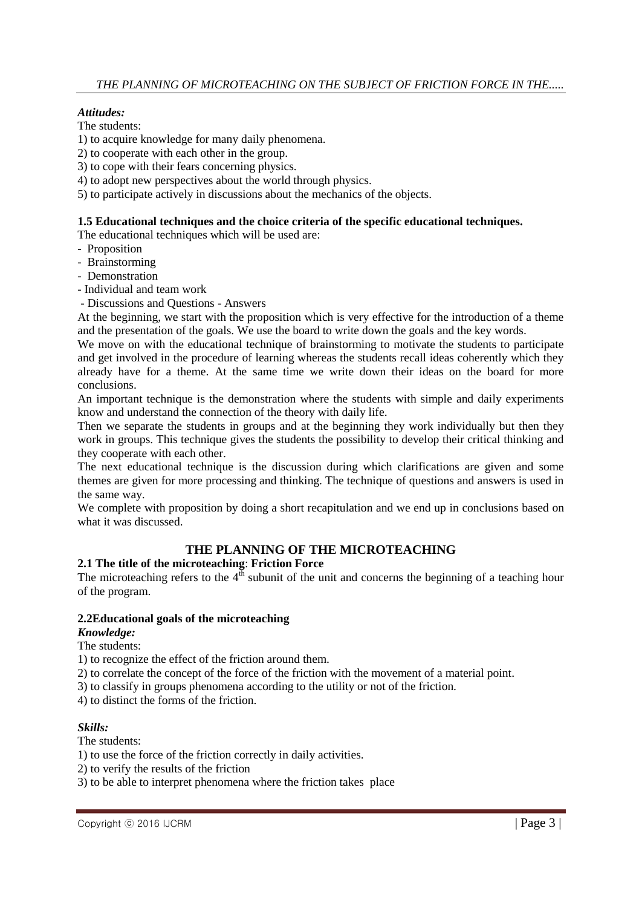***Attitudes:***

The students:

1) to acquire knowledge for many daily phenomena.
2) to cooperate with each other in the group.
3) to cope with their fears concerning physics.
4) to adopt new perspectives about the world through physics.
5) to participate actively in discussions about the mechanics of the objects.

**1.5 Educational techniques and the choice criteria of the specific educational techniques.**

The educational techniques which will be used are:

- Proposition
- Brainstorming
- Demonstration
- Individual and team work
- Discussions and Questions - Answers

At the beginning, we start with the proposition which is very effective for the introduction of a theme and the presentation of the goals. We use the board to write down the goals and the key words.

We move on with the educational technique of brainstorming to motivate the students to participate and get involved in the procedure of learning whereas the students recall ideas coherently which they already have for a theme. At the same time we write down their ideas on the board for more conclusions.

An important technique is the demonstration where the students with simple and daily experiments know and understand the connection of the theory with daily life.

Then we separate the students in groups and at the beginning they work individually but then they work in groups. This technique gives the students the possibility to develop their critical thinking and they cooperate with each other.

The next educational technique is the discussion during which clarifications are given and some themes are given for more processing and thinking. The technique of questions and answers is used in the same way.

We complete with proposition by doing a short recapitulation and we end up in conclusions based on what it was discussed.

## THE PLANNING OF THE MICROTEACHING

**2.1 The title of the microteaching**: **Friction Force**

The microteaching refers to the 4th subunit of the unit and concerns the beginning of a teaching hour of the program.

**2.2Educational goals of the microteaching**

***Knowledge:***

The students:

1) to recognize the effect of the friction around them.
2) to correlate the concept of the force of the friction with the movement of a material point.
3) to classify in groups phenomena according to the utility or not of the friction.
4) to distinct the forms of the friction.

***Skills:***

The students:

1) to use the force of the friction correctly in daily activities.
2) to verify the results of the friction
3) to be able to interpret phenomena where the friction takes place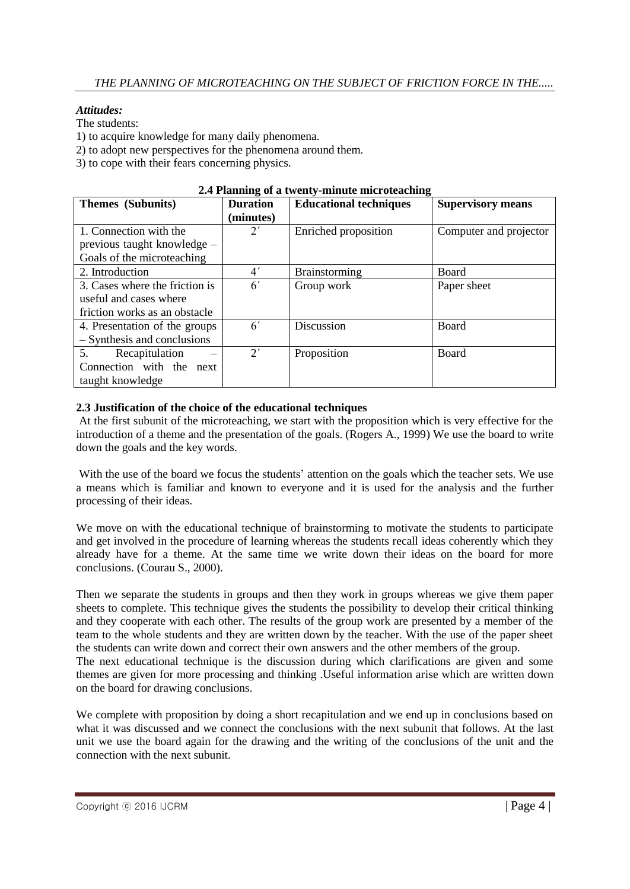***Attitudes:***

The students:

1) to acquire knowledge for many daily phenomena.
2) to adopt new perspectives for the phenomena around them.
3) to cope with their fears concerning physics.

**2.4 Planning of a twenty-minute microteaching**

| Themes (Subunits) | Duration (minutes) | Educational techniques | Supervisory means |
|---|---|---|---|
| 1. Connection with the previous taught knowledge – Goals of the microteaching | 2΄ | Enriched proposition | Computer and projector |
| 2. Introduction | 4΄ | Brainstorming | Board |
| 3. Cases where the friction is useful and cases where friction works as an obstacle | 6΄ | Group work | Paper sheet |
| 4. Presentation of the groups – Synthesis and conclusions | 6΄ | Discussion | Board |
| 5. Recapitulation – Connection with the next taught knowledge | 2΄ | Proposition | Board |

**2.3 Justification of the choice of the educational techniques**

At the first subunit of the microteaching, we start with the proposition which is very effective for the introduction of a theme and the presentation of the goals. (Rogers A., 1999) We use the board to write down the goals and the key words.

With the use of the board we focus the students' attention on the goals which the teacher sets. We use a means which is familiar and known to everyone and it is used for the analysis and the further processing of their ideas.

We move on with the educational technique of brainstorming to motivate the students to participate and get involved in the procedure of learning whereas the students recall ideas coherently which they already have for a theme. At the same time we write down their ideas on the board for more conclusions. (Courau S., 2000).

Then we separate the students in groups and then they work in groups whereas we give them paper sheets to complete. This technique gives the students the possibility to develop their critical thinking and they cooperate with each other. The results of the group work are presented by a member of the team to the whole students and they are written down by the teacher. With the use of the paper sheet the students can write down and correct their own answers and the other members of the group.

The next educational technique is the discussion during which clarifications are given and some themes are given for more processing and thinking .Useful information arise which are written down on the board for drawing conclusions.

We complete with proposition by doing a short recapitulation and we end up in conclusions based on what it was discussed and we connect the conclusions with the next subunit that follows. At the last unit we use the board again for the drawing and the writing of the conclusions of the unit and the connection with the next subunit.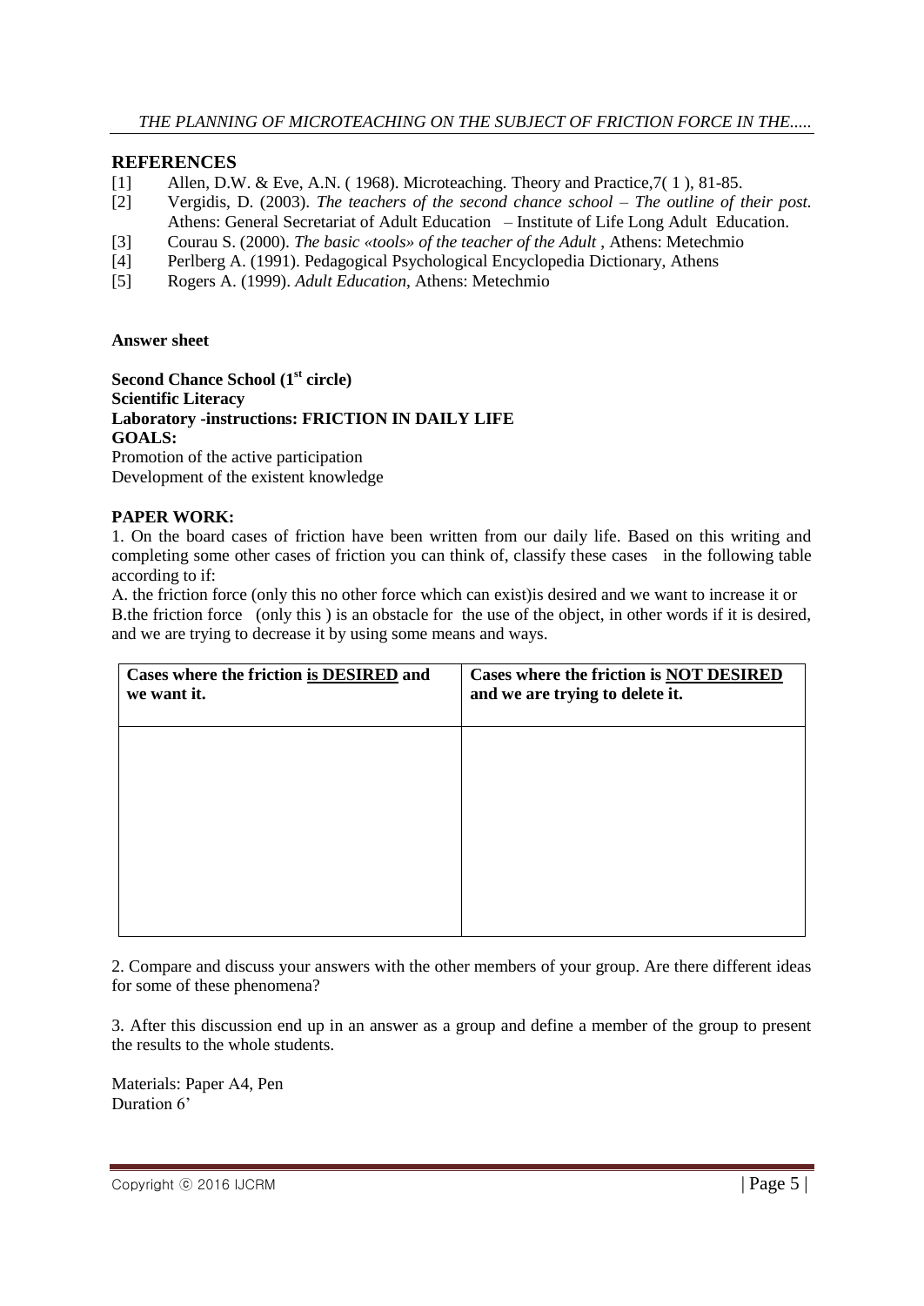## REFERENCES

[1] Allen, D.W. & Eve, A.N. ( 1968). Microteaching. Theory and Practice,7( 1 ), 81-85.

[2] Vergidis, D. (2003). *The teachers of the second chance school – The outline of their post.* Athens: General Secretariat of Adult Education – Institute of Life Long Adult Education.

[3] Courau S. (2000). *The basic «tools» of the teacher of the Adult* , Athens: Metechmio

[4] Perlberg A. (1991). Pedagogical Psychological Encyclopedia Dictionary, Athens

[5] Rogers A. (1999). *Adult Education*, Athens: Metechmio

**Answer sheet**

**Second Chance School (1st circle)**
**Scientific Literacy**
**Laboratory -instructions: FRICTION IN DAILY LIFE**
**GOALS:**
Promotion of the active participation
Development of the existent knowledge

**PAPER WORK:**

1. On the board cases of friction have been written from our daily life. Based on this writing and completing some other cases of friction you can think of, classify these cases in the following table according to if:

A. the friction force (only this no other force which can exist)is desired and we want to increase it or
B.the friction force (only this ) is an obstacle for the use of the object, in other words if it is desired, and we are trying to decrease it by using some means and ways.

| **Cases where the friction <u>is DESIRED</u> and we want it.** | **Cases where the friction is <u>NOT DESIRED</u> and we are trying to delete it.** |
|---|---|
| | |

2. Compare and discuss your answers with the other members of your group. Are there different ideas for some of these phenomena?

3. After this discussion end up in an answer as a group and define a member of the group to present the results to the whole students.

Materials: Paper A4, Pen
Duration 6’